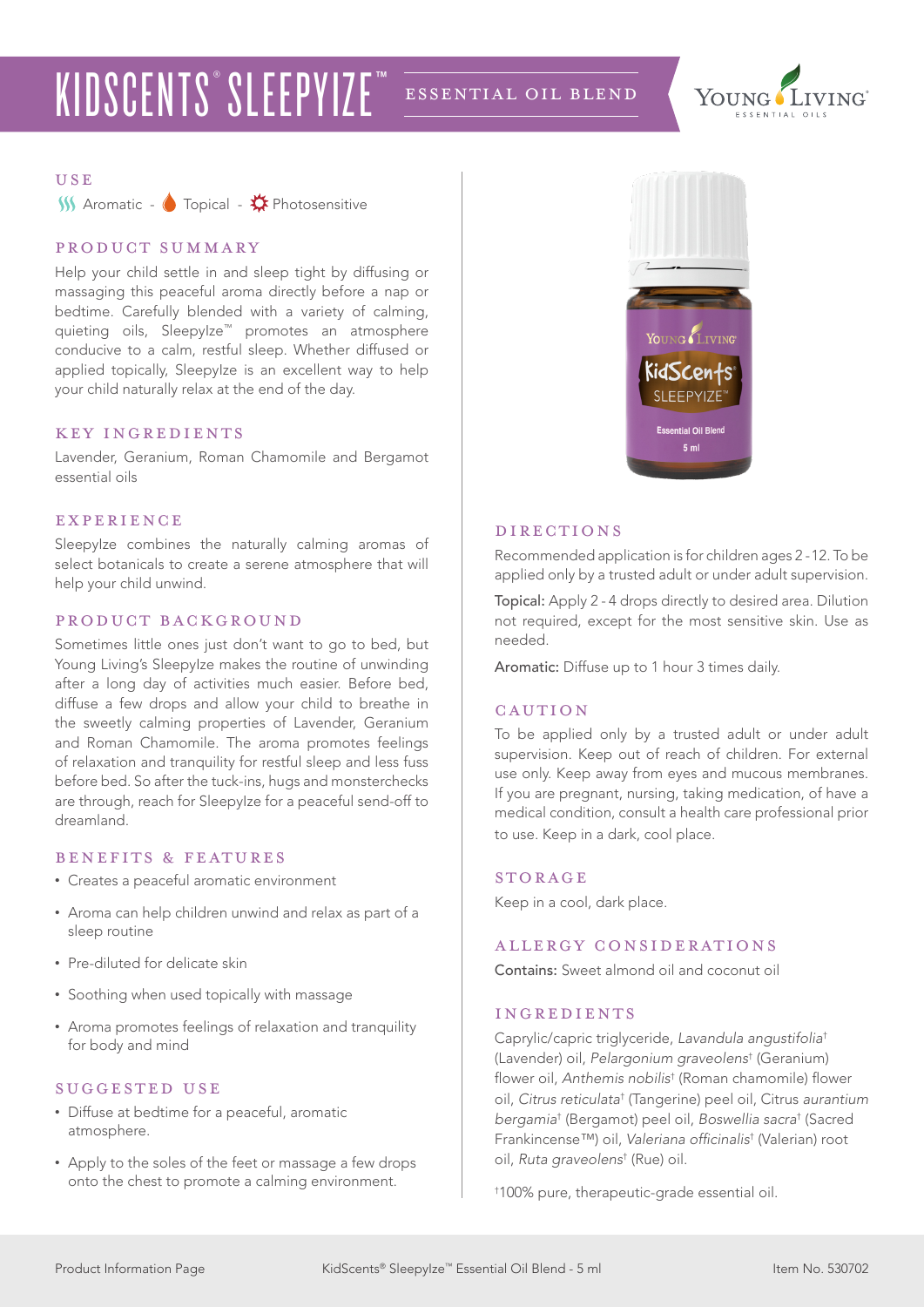# KIDSCENTS® SLEEPYIZE™ ESSENTIAL OIL BLEND

## USE

Aromatic - Topical - Photosensitive

## PRODUCT SUMMARY

Help your child settle in and sleep tight by diffusing or massaging this peaceful aroma directly before a nap or bedtime. Carefully blended with a variety of calming, quieting oils, SleepyIze™ promotes an atmosphere conducive to a calm, restful sleep. Whether diffused or applied topically, SleepyIze is an excellent way to help your child naturally relax at the end of the day.

## KEY INGREDIENTS

Lavender, Geranium, Roman Chamomile and Bergamot essential oils

## EXPERIENCE

SleepyIze combines the naturally calming aromas of select botanicals to create a serene atmosphere that will help your child unwind.

## PRODUCT BACKGROUND

Sometimes little ones just don't want to go to bed, but Young Living's SleepyIze makes the routine of unwinding after a long day of activities much easier. Before bed, diffuse a few drops and allow your child to breathe in the sweetly calming properties of Lavender, Geranium and Roman Chamomile. The aroma promotes feelings of relaxation and tranquility for restful sleep and less fuss before bed. So after the tuck-ins, hugs and monsterchecks are through, reach for SleepyIze for a peaceful send-off to dreamland.

## BENEFITS & FEATURES

- Creates a peaceful aromatic environment
- Aroma can help children unwind and relax as part of a sleep routine
- Pre-diluted for delicate skin
- Soothing when used topically with massage
- Aroma promotes feelings of relaxation and tranquility for body and mind

## SUGGESTED USE

- Diffuse at bedtime for a peaceful, aromatic atmosphere.
- Apply to the soles of the feet or massage a few drops onto the chest to promote a calming environment.

## DIRECTIONS

Recommended application is for children ages 2 - 12. To be applied only by a trusted adult or under adult supervision.

**Topical:** Apply 2 - 4 drops directly to desired area. Dilution not required, except for the most sensitive skin. Use as needed.

**Aromatic:** Diffuse up to 1 hour 3 times daily.

## CAUTION

To be applied only by a trusted adult or under adult supervision. Keep out of reach of children. For external use only. Keep away from eyes and mucous membranes. If you are pregnant, nursing, taking medication, of have a medical condition, consult a health care professional prior to use. Keep in a dark, cool place.

## STORAGE

Keep in a cool, dark place.

## ALLERGY CONSIDERATIONS

**Contains:** Sweet almond oil and coconut oil

## INGREDIENTS

Caprylic/capric triglyceride, *Lavandula angustifolia*† (Lavender) oil, *Pelargonium graveolens*† (Geranium) flower oil, *Anthemis nobilis*† (Roman chamomile) flower oil, *Citrus reticulata*† (Tangerine) peel oil, Citrus *aurantium bergamia*† (Bergamot) peel oil, *Boswellia sacra*† (Sacred Frankincense™) oil, *Valeriana officinalis*† (Valerian) root oil, *Ruta graveolens*† (Rue) oil.

†100% pure, therapeutic-grade essential oil.

Product Information Page — KidScents® SleepyIze™ Essential Oil Blend - 5 ml — Item No. 530702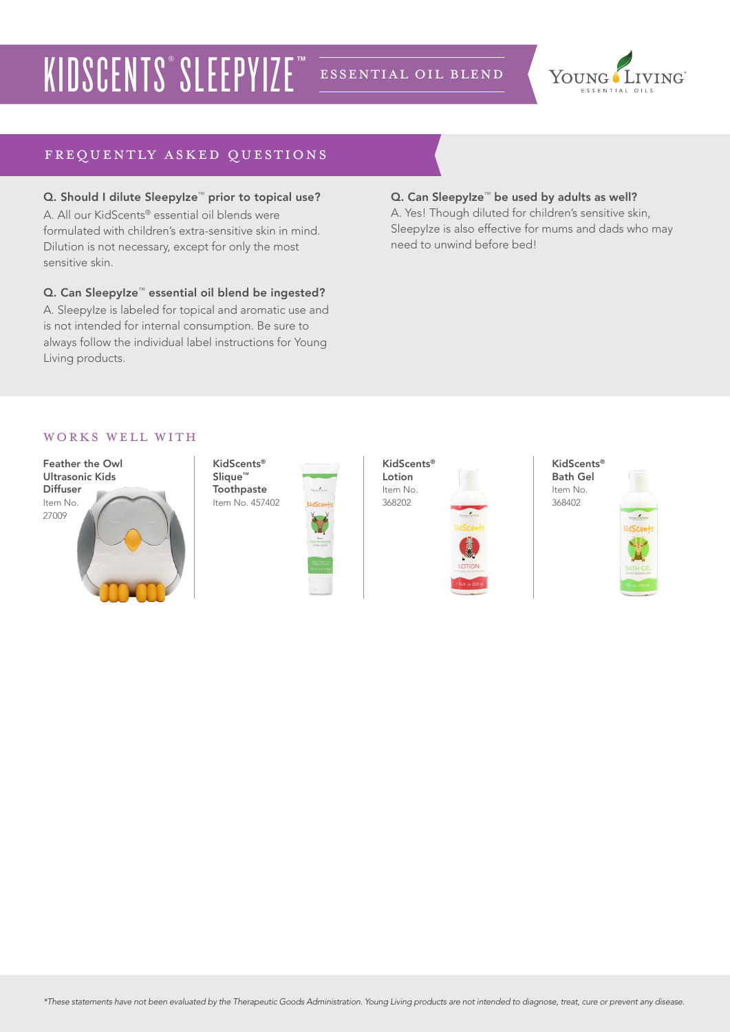# KIDSCENTS® SLEEPYIZE™ ESSENTIAL OIL BLEND

## FREQUENTLY ASKED QUESTIONS

**Q. Should I dilute SleepyIze™ prior to topical use?**
A. All our KidScents® essential oil blends were formulated with children's extra-sensitive skin in mind. Dilution is not necessary, except for only the most sensitive skin.

**Q. Can SleepyIze™ essential oil blend be ingested?**
A. SleepyIze is labeled for topical and aromatic use and is not intended for internal consumption. Be sure to always follow the individual label instructions for Young Living products.

**Q. Can SleepyIze™ be used by adults as well?**
A. Yes! Though diluted for children's sensitive skin, SleepyIze is also effective for mums and dads who may need to unwind before bed!

## WORKS WELL WITH

**Feather the Owl Ultrasonic Kids Diffuser**
Item No. 27009

**KidScents® Slique™ Toothpaste**
Item No. 457402

**KidScents® Lotion**
Item No. 368202

**KidScents® Bath Gel**
Item No. 368402

*\*These statements have not been evaluated by the Therapeutic Goods Administration. Young Living products are not intended to diagnose, treat, cure or prevent any disease.*